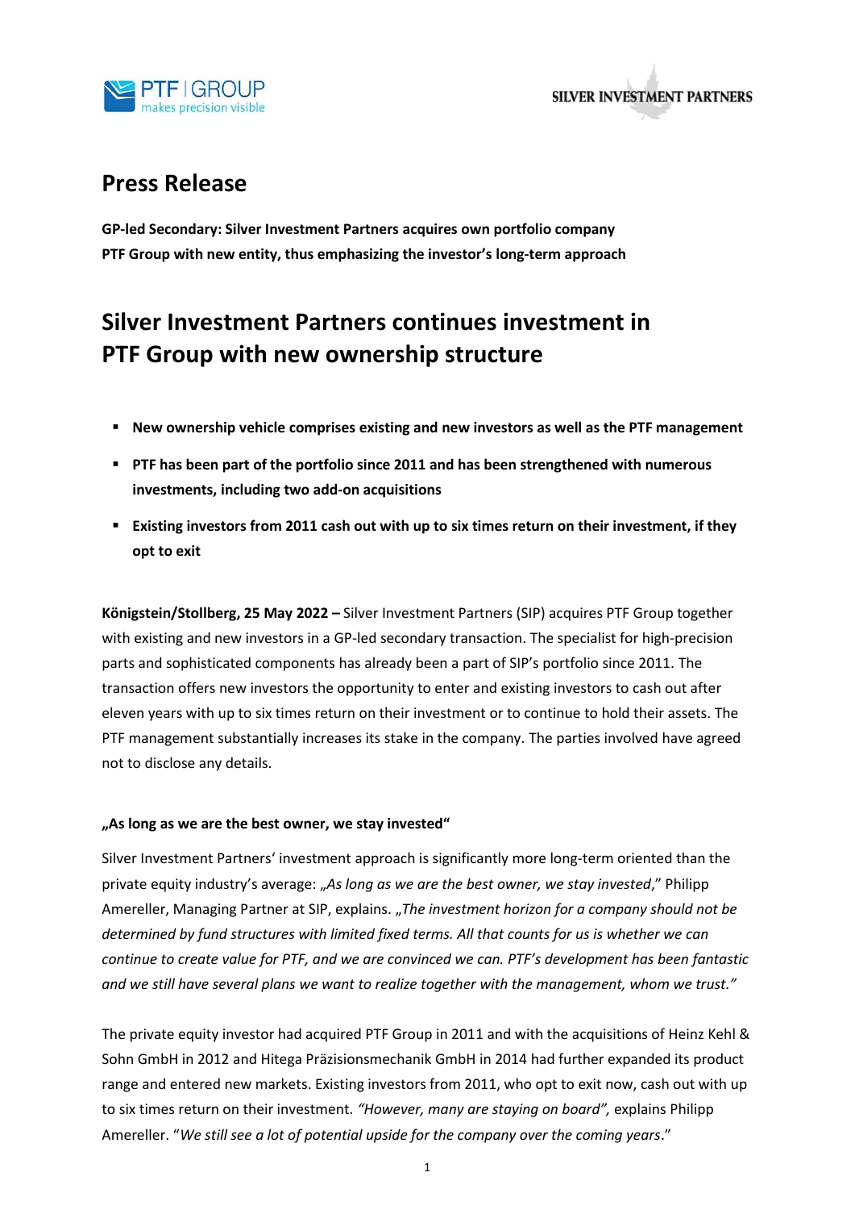# Press Release

**GP-led Secondary: Silver Investment Partners acquires own portfolio company PTF Group with new entity, thus emphasizing the investor's long-term approach**

## Silver Investment Partners continues investment in PTF Group with new ownership structure

- **New ownership vehicle comprises existing and new investors as well as the PTF management**
- **PTF has been part of the portfolio since 2011 and has been strengthened with numerous investments, including two add-on acquisitions**
- **Existing investors from 2011 cash out with up to six times return on their investment, if they opt to exit**

**Königstein/Stollberg, 25 May 2022 –** Silver Investment Partners (SIP) acquires PTF Group together with existing and new investors in a GP-led secondary transaction. The specialist for high-precision parts and sophisticated components has already been a part of SIP's portfolio since 2011. The transaction offers new investors the opportunity to enter and existing investors to cash out after eleven years with up to six times return on their investment or to continue to hold their assets. The PTF management substantially increases its stake in the company. The parties involved have agreed not to disclose any details.

**„As long as we are the best owner, we stay invested"**

Silver Investment Partners' investment approach is significantly more long-term oriented than the private equity industry's average: „*As long as we are the best owner, we stay invested*," Philipp Amereller, Managing Partner at SIP, explains. „*The investment horizon for a company should not be determined by fund structures with limited fixed terms. All that counts for us is whether we can continue to create value for PTF, and we are convinced we can. PTF's development has been fantastic and we still have several plans we want to realize together with the management, whom we trust."*

The private equity investor had acquired PTF Group in 2011 and with the acquisitions of Heinz Kehl & Sohn GmbH in 2012 and Hitega Präzisionsmechanik GmbH in 2014 had further expanded its product range and entered new markets. Existing investors from 2011, who opt to exit now, cash out with up to six times return on their investment. *"However, many are staying on board",* explains Philipp Amereller. "*We still see a lot of potential upside for the company over the coming years*."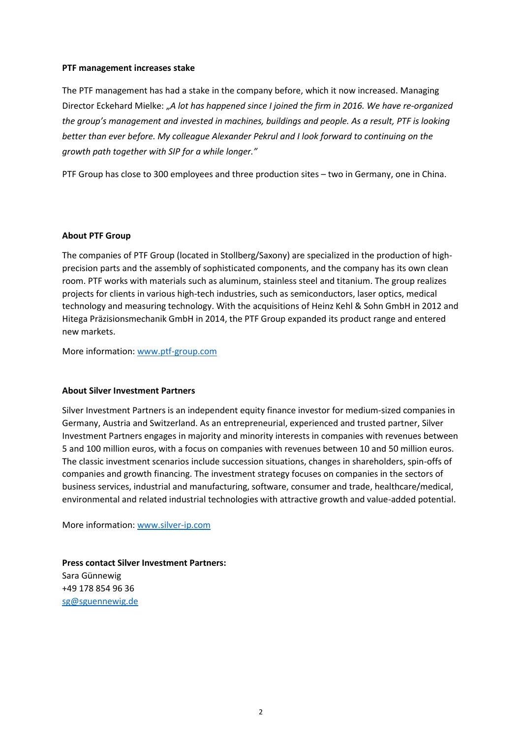**PTF management increases stake**

The PTF management has had a stake in the company before, which it now increased. Managing Director Eckehard Mielke: „*A lot has happened since I joined the firm in 2016. We have re-organized the group's management and invested in machines, buildings and people. As a result, PTF is looking better than ever before. My colleague Alexander Pekrul and I look forward to continuing on the growth path together with SIP for a while longer."*

PTF Group has close to 300 employees and three production sites – two in Germany, one in China.

**About PTF Group**

The companies of PTF Group (located in Stollberg/Saxony) are specialized in the production of high-precision parts and the assembly of sophisticated components, and the company has its own clean room. PTF works with materials such as aluminum, stainless steel and titanium. The group realizes projects for clients in various high-tech industries, such as semiconductors, laser optics, medical technology and measuring technology. With the acquisitions of Heinz Kehl & Sohn GmbH in 2012 and Hitega Präzisionsmechanik GmbH in 2014, the PTF Group expanded its product range and entered new markets.

More information: [www.ptf-group.com](http://www.ptf-group.com)

**About Silver Investment Partners**

Silver Investment Partners is an independent equity finance investor for medium-sized companies in Germany, Austria and Switzerland. As an entrepreneurial, experienced and trusted partner, Silver Investment Partners engages in majority and minority interests in companies with revenues between 5 and 100 million euros, with a focus on companies with revenues between 10 and 50 million euros. The classic investment scenarios include succession situations, changes in shareholders, spin-offs of companies and growth financing. The investment strategy focuses on companies in the sectors of business services, industrial and manufacturing, software, consumer and trade, healthcare/medical, environmental and related industrial technologies with attractive growth and value-added potential.

More information: [www.silver-ip.com](http://www.silver-ip.com)

**Press contact Silver Investment Partners:**
Sara Günnewig
+49 178 854 96 36
[sg@sguennewig.de](mailto:sg@sguennewig.de)